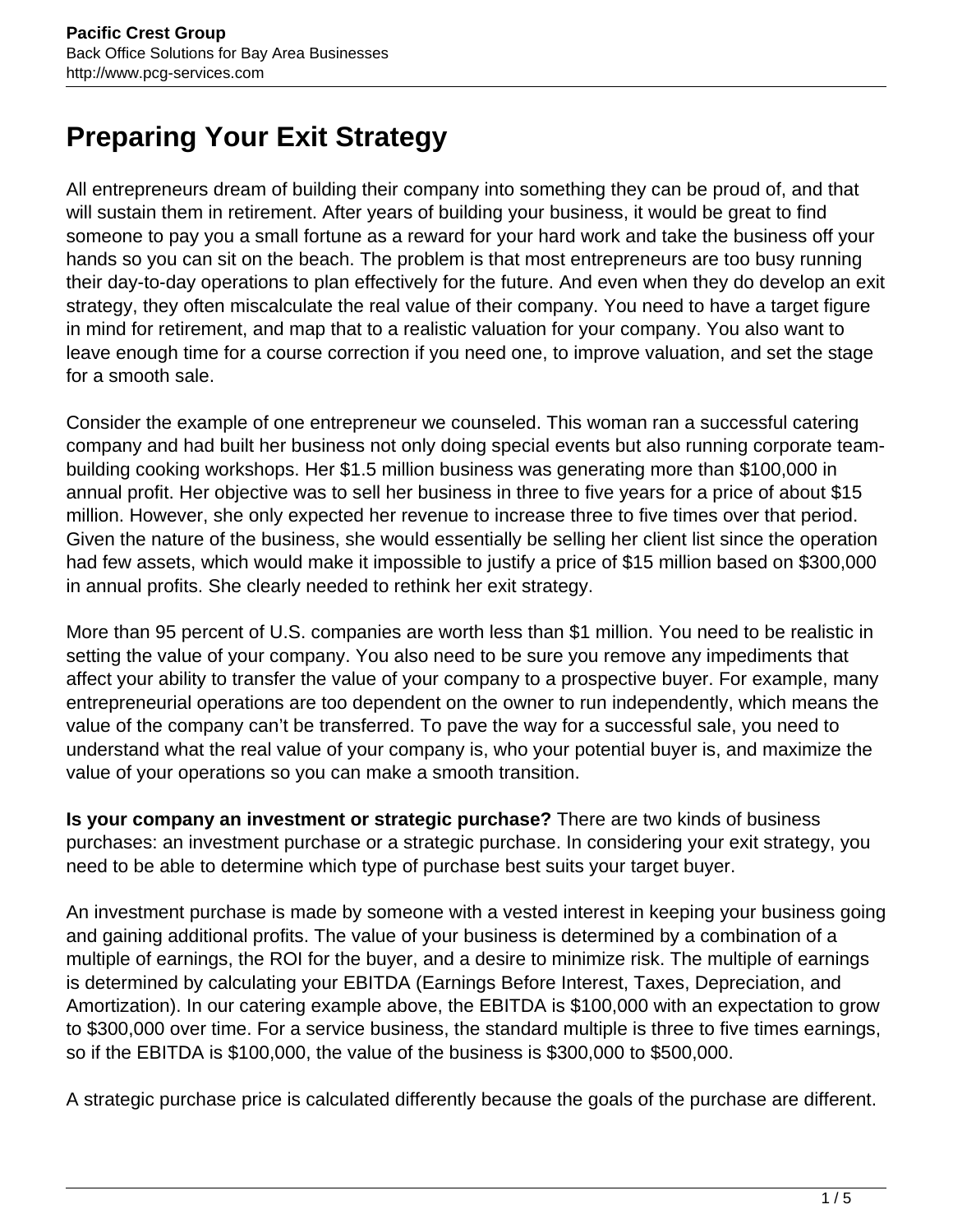# Preparing Your Exit Strategy

All entrepreneurs dream of building their company into something they can be proud of, and that will sustain them in retirement. After years of building your business, it would be great to find someone to pay you a small fortune as a reward for your hard work and take the business off your hands so you can sit on the beach. The problem is that most entrepreneurs are too busy running their day-to-day operations to plan effectively for the future. And even when they do develop an exit strategy, they often miscalculate the real value of their company. You need to have a target figure in mind for retirement, and map that to a realistic valuation for your company. You also want to leave enough time for a course correction if you need one, to improve valuation, and set the stage for a smooth sale.

Consider the example of one entrepreneur we counseled. This woman ran a successful catering company and had built her business not only doing special events but also running corporate team-building cooking workshops. Her $1.5 million business was generating more than $100,000 in annual profit. Her objective was to sell her business in three to five years for a price of about $15 million. However, she only expected her revenue to increase three to five times over that period. Given the nature of the business, she would essentially be selling her client list since the operation had few assets, which would make it impossible to justify a price of $15 million based on $300,000 in annual profits. She clearly needed to rethink her exit strategy.

More than 95 percent of U.S. companies are worth less than $1 million. You need to be realistic in setting the value of your company. You also need to be sure you remove any impediments that affect your ability to transfer the value of your company to a prospective buyer. For example, many entrepreneurial operations are too dependent on the owner to run independently, which means the value of the company can't be transferred. To pave the way for a successful sale, you need to understand what the real value of your company is, who your potential buyer is, and maximize the value of your operations so you can make a smooth transition.

**Is your company an investment or strategic purchase?** There are two kinds of business purchases: an investment purchase or a strategic purchase. In considering your exit strategy, you need to be able to determine which type of purchase best suits your target buyer.

An investment purchase is made by someone with a vested interest in keeping your business going and gaining additional profits. The value of your business is determined by a combination of a multiple of earnings, the ROI for the buyer, and a desire to minimize risk. The multiple of earnings is determined by calculating your EBITDA (Earnings Before Interest, Taxes, Depreciation, and Amortization). In our catering example above, the EBITDA is $100,000 with an expectation to grow to $300,000 over time. For a service business, the standard multiple is three to five times earnings, so if the EBITDA is $100,000, the value of the business is $300,000 to $500,000.

A strategic purchase price is calculated differently because the goals of the purchase are different.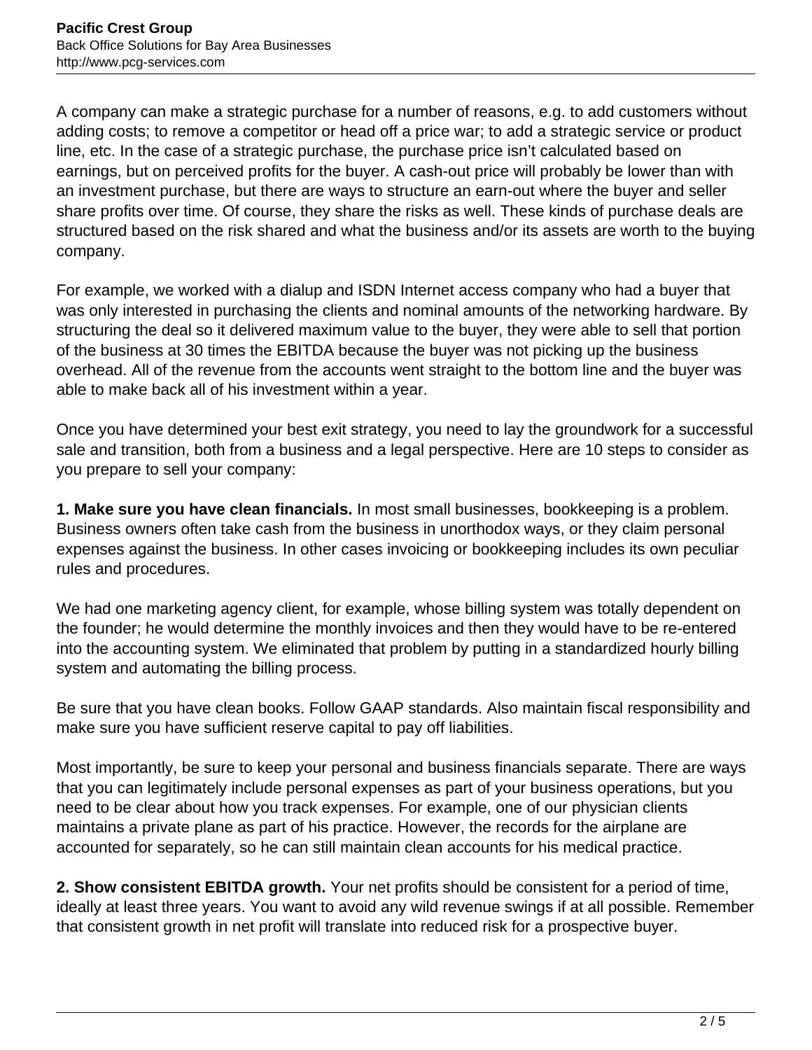A company can make a strategic purchase for a number of reasons, e.g. to add customers without adding costs; to remove a competitor or head off a price war; to add a strategic service or product line, etc. In the case of a strategic purchase, the purchase price isn't calculated based on earnings, but on perceived profits for the buyer. A cash-out price will probably be lower than with an investment purchase, but there are ways to structure an earn-out where the buyer and seller share profits over time. Of course, they share the risks as well. These kinds of purchase deals are structured based on the risk shared and what the business and/or its assets are worth to the buying company.

For example, we worked with a dialup and ISDN Internet access company who had a buyer that was only interested in purchasing the clients and nominal amounts of the networking hardware. By structuring the deal so it delivered maximum value to the buyer, they were able to sell that portion of the business at 30 times the EBITDA because the buyer was not picking up the business overhead. All of the revenue from the accounts went straight to the bottom line and the buyer was able to make back all of his investment within a year.

Once you have determined your best exit strategy, you need to lay the groundwork for a successful sale and transition, both from a business and a legal perspective. Here are 10 steps to consider as you prepare to sell your company:

**1. Make sure you have clean financials.** In most small businesses, bookkeeping is a problem. Business owners often take cash from the business in unorthodox ways, or they claim personal expenses against the business. In other cases invoicing or bookkeeping includes its own peculiar rules and procedures.

We had one marketing agency client, for example, whose billing system was totally dependent on the founder; he would determine the monthly invoices and then they would have to be re-entered into the accounting system. We eliminated that problem by putting in a standardized hourly billing system and automating the billing process.

Be sure that you have clean books. Follow GAAP standards. Also maintain fiscal responsibility and make sure you have sufficient reserve capital to pay off liabilities.

Most importantly, be sure to keep your personal and business financials separate. There are ways that you can legitimately include personal expenses as part of your business operations, but you need to be clear about how you track expenses. For example, one of our physician clients maintains a private plane as part of his practice. However, the records for the airplane are accounted for separately, so he can still maintain clean accounts for his medical practice.

**2. Show consistent EBITDA growth.** Your net profits should be consistent for a period of time, ideally at least three years. You want to avoid any wild revenue swings if at all possible. Remember that consistent growth in net profit will translate into reduced risk for a prospective buyer.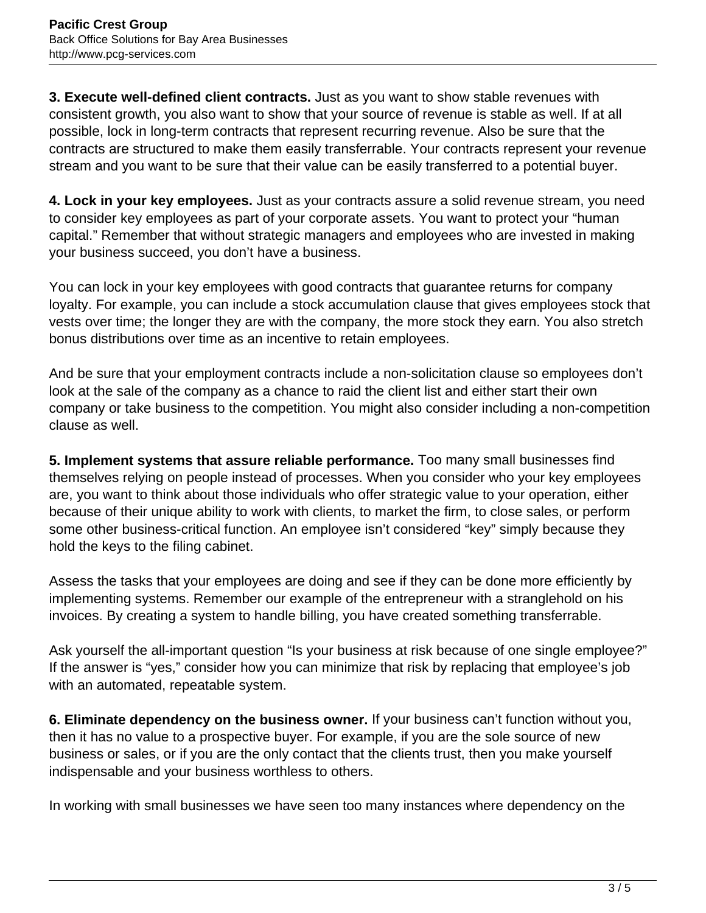**3. Execute well-defined client contracts.** Just as you want to show stable revenues with consistent growth, you also want to show that your source of revenue is stable as well. If at all possible, lock in long-term contracts that represent recurring revenue. Also be sure that the contracts are structured to make them easily transferrable. Your contracts represent your revenue stream and you want to be sure that their value can be easily transferred to a potential buyer.

**4. Lock in your key employees.** Just as your contracts assure a solid revenue stream, you need to consider key employees as part of your corporate assets. You want to protect your "human capital." Remember that without strategic managers and employees who are invested in making your business succeed, you don't have a business.

You can lock in your key employees with good contracts that guarantee returns for company loyalty. For example, you can include a stock accumulation clause that gives employees stock that vests over time; the longer they are with the company, the more stock they earn. You also stretch bonus distributions over time as an incentive to retain employees.

And be sure that your employment contracts include a non-solicitation clause so employees don't look at the sale of the company as a chance to raid the client list and either start their own company or take business to the competition. You might also consider including a non-competition clause as well.

**5. Implement systems that assure reliable performance.** Too many small businesses find themselves relying on people instead of processes. When you consider who your key employees are, you want to think about those individuals who offer strategic value to your operation, either because of their unique ability to work with clients, to market the firm, to close sales, or perform some other business-critical function. An employee isn't considered "key" simply because they hold the keys to the filing cabinet.

Assess the tasks that your employees are doing and see if they can be done more efficiently by implementing systems. Remember our example of the entrepreneur with a stranglehold on his invoices. By creating a system to handle billing, you have created something transferrable.

Ask yourself the all-important question "Is your business at risk because of one single employee?" If the answer is "yes," consider how you can minimize that risk by replacing that employee's job with an automated, repeatable system.

**6. Eliminate dependency on the business owner.** If your business can't function without you, then it has no value to a prospective buyer. For example, if you are the sole source of new business or sales, or if you are the only contact that the clients trust, then you make yourself indispensable and your business worthless to others.

In working with small businesses we have seen too many instances where dependency on the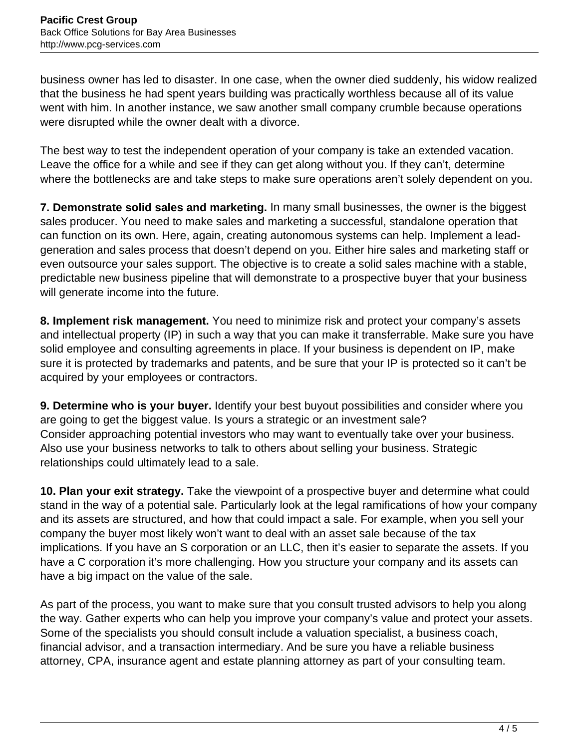business owner has led to disaster. In one case, when the owner died suddenly, his widow realized that the business he had spent years building was practically worthless because all of its value went with him. In another instance, we saw another small company crumble because operations were disrupted while the owner dealt with a divorce.

The best way to test the independent operation of your company is take an extended vacation. Leave the office for a while and see if they can get along without you. If they can't, determine where the bottlenecks are and take steps to make sure operations aren't solely dependent on you.

**7. Demonstrate solid sales and marketing.** In many small businesses, the owner is the biggest sales producer. You need to make sales and marketing a successful, standalone operation that can function on its own. Here, again, creating autonomous systems can help. Implement a lead-generation and sales process that doesn't depend on you. Either hire sales and marketing staff or even outsource your sales support. The objective is to create a solid sales machine with a stable, predictable new business pipeline that will demonstrate to a prospective buyer that your business will generate income into the future.

**8. Implement risk management.** You need to minimize risk and protect your company's assets and intellectual property (IP) in such a way that you can make it transferrable. Make sure you have solid employee and consulting agreements in place. If your business is dependent on IP, make sure it is protected by trademarks and patents, and be sure that your IP is protected so it can't be acquired by your employees or contractors.

**9. Determine who is your buyer.** Identify your best buyout possibilities and consider where you are going to get the biggest value. Is yours a strategic or an investment sale?
Consider approaching potential investors who may want to eventually take over your business. Also use your business networks to talk to others about selling your business. Strategic relationships could ultimately lead to a sale.

**10. Plan your exit strategy.** Take the viewpoint of a prospective buyer and determine what could stand in the way of a potential sale. Particularly look at the legal ramifications of how your company and its assets are structured, and how that could impact a sale. For example, when you sell your company the buyer most likely won't want to deal with an asset sale because of the tax implications. If you have an S corporation or an LLC, then it's easier to separate the assets. If you have a C corporation it's more challenging. How you structure your company and its assets can have a big impact on the value of the sale.

As part of the process, you want to make sure that you consult trusted advisors to help you along the way. Gather experts who can help you improve your company's value and protect your assets. Some of the specialists you should consult include a valuation specialist, a business coach, financial advisor, and a transaction intermediary. And be sure you have a reliable business attorney, CPA, insurance agent and estate planning attorney as part of your consulting team.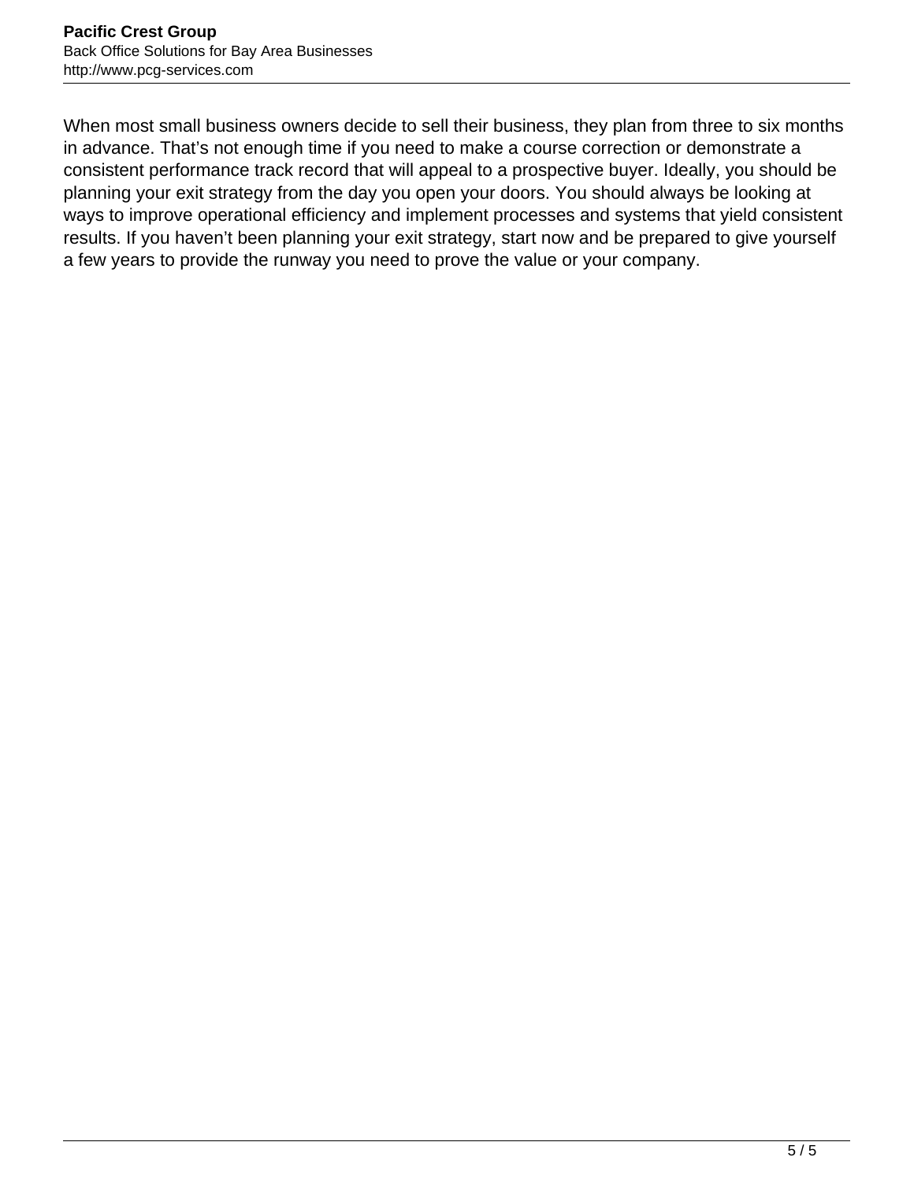When most small business owners decide to sell their business, they plan from three to six months in advance. That's not enough time if you need to make a course correction or demonstrate a consistent performance track record that will appeal to a prospective buyer. Ideally, you should be planning your exit strategy from the day you open your doors. You should always be looking at ways to improve operational efficiency and implement processes and systems that yield consistent results. If you haven't been planning your exit strategy, start now and be prepared to give yourself a few years to provide the runway you need to prove the value or your company.